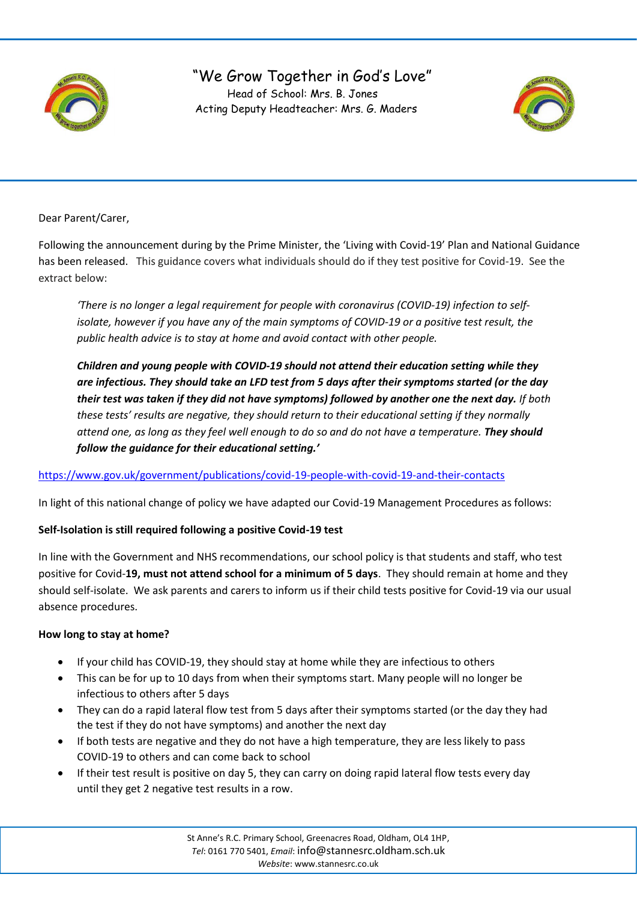"We Grow Together in God's Love"

Head of School: Mrs. B. Jones

Acting Deputy Headteacher: Mrs. G. Maders

Dear Parent/Carer,

Following the announcement during by the Prime Minister, the 'Living with Covid-19' Plan and National Guidance has been released. This guidance covers what individuals should do if they test positive for Covid-19. See the extract below:

> *'There is no longer a legal requirement for people with coronavirus (COVID-19) infection to self-isolate, however if you have any of the main symptoms of COVID-19 or a positive test result, the public health advice is to stay at home and avoid contact with other people.*
>
> ***Children and young people with COVID-19 should not attend their education setting while they are infectious. They should take an LFD test from 5 days after their symptoms started (or the day their test was taken if they did not have symptoms) followed by another one the next day.*** *If both these tests' results are negative, they should return to their educational setting if they normally attend one, as long as they feel well enough to do so and do not have a temperature.* ***They should follow the guidance for their educational setting.'***

https://www.gov.uk/government/publications/covid-19-people-with-covid-19-and-their-contacts

In light of this national change of policy we have adapted our Covid-19 Management Procedures as follows:

**Self-Isolation is still required following a positive Covid-19 test**

In line with the Government and NHS recommendations, our school policy is that students and staff, who test positive for Covid-**19, must not attend school for a minimum of 5 days**. They should remain at home and they should self-isolate. We ask parents and carers to inform us if their child tests positive for Covid-19 via our usual absence procedures.

**How long to stay at home?**

- If your child has COVID-19, they should stay at home while they are infectious to others
- This can be for up to 10 days from when their symptoms start. Many people will no longer be infectious to others after 5 days
- They can do a rapid lateral flow test from 5 days after their symptoms started (or the day they had the test if they do not have symptoms) and another the next day
- If both tests are negative and they do not have a high temperature, they are less likely to pass COVID-19 to others and can come back to school
- If their test result is positive on day 5, they can carry on doing rapid lateral flow tests every day until they get 2 negative test results in a row.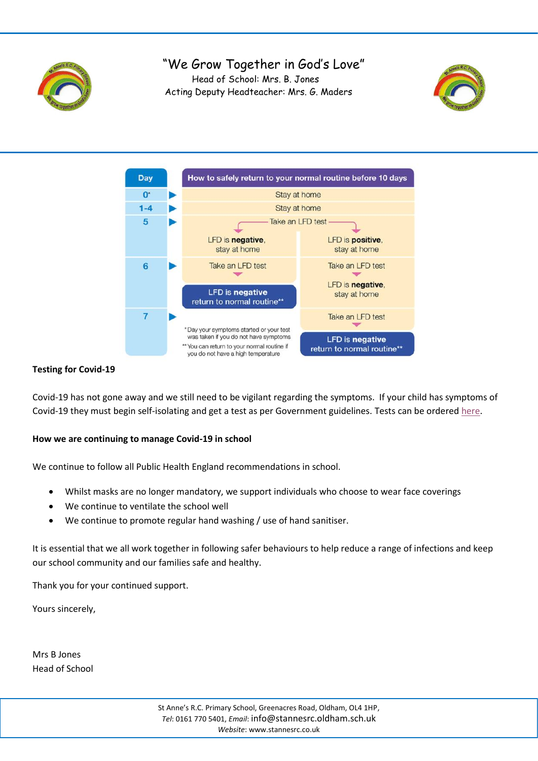| Day | How to safely return to your normal routine before 10 days | |
|---|---|---|
| 0* | Stay at home | |
| 1-4 | Stay at home | |
| 5 | Take an LFD test | |
| | LFD is **negative**, stay at home | LFD is **positive**, stay at home |
| 6 | Take an LFD test | Take an LFD test |
| | **LFD is negative** return to normal routine** | LFD is **negative**, stay at home |
| 7 | | Take an LFD test |
| | | **LFD is negative** return to normal routine** |

*Day your symptoms started or your test was taken if you do not have symptoms

**You can return to your normal routine if you do not have a high temperature

**Testing for Covid-19**

Covid-19 has not gone away and we still need to be vigilant regarding the symptoms. If your child has symptoms of Covid-19 they must begin self-isolating and get a test as per Government guidelines. Tests can be ordered here.

**How we are continuing to manage Covid-19 in school**

We continue to follow all Public Health England recommendations in school.

- Whilst masks are no longer mandatory, we support individuals who choose to wear face coverings
- We continue to ventilate the school well
- We continue to promote regular hand washing / use of hand sanitiser.

It is essential that we all work together in following safer behaviours to help reduce a range of infections and keep our school community and our families safe and healthy.

Thank you for your continued support.

Yours sincerely,

Mrs B Jones
Head of School